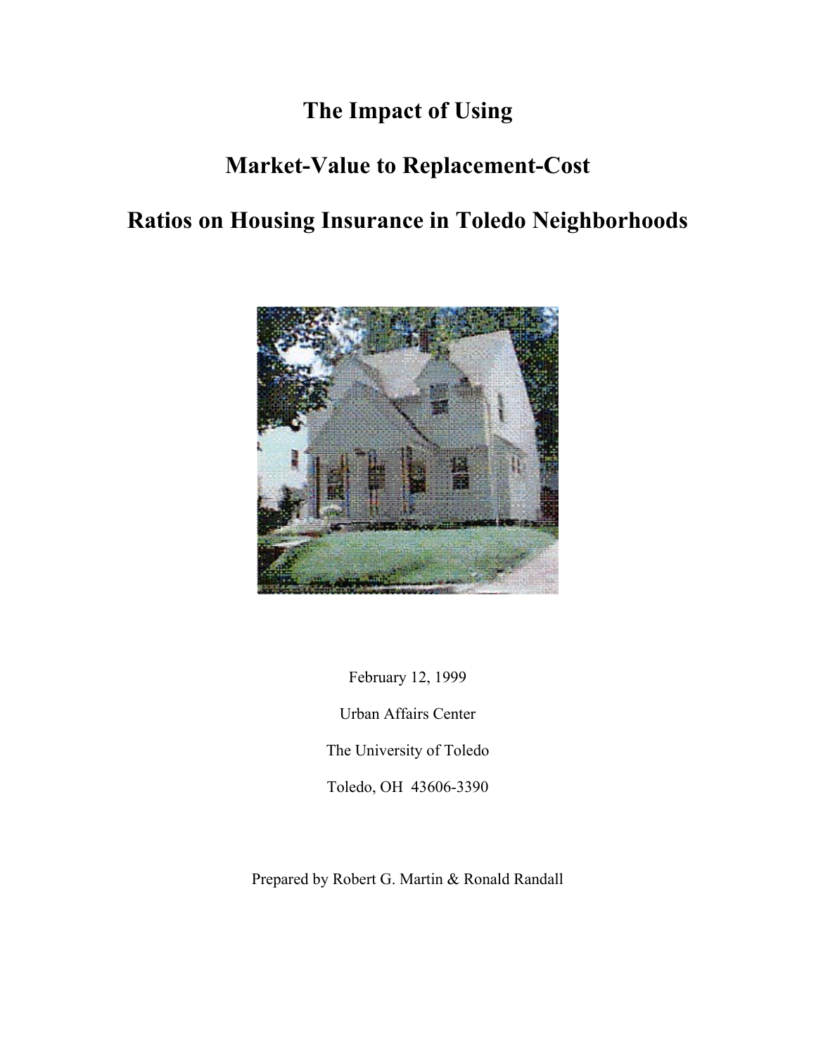# The Impact of Using Market-Value to Replacement-Cost Ratios on Housing Insurance in Toledo Neighborhoods

February 12, 1999

Urban Affairs Center

The University of Toledo

Toledo, OH 43606-3390

Prepared by Robert G. Martin & Ronald Randall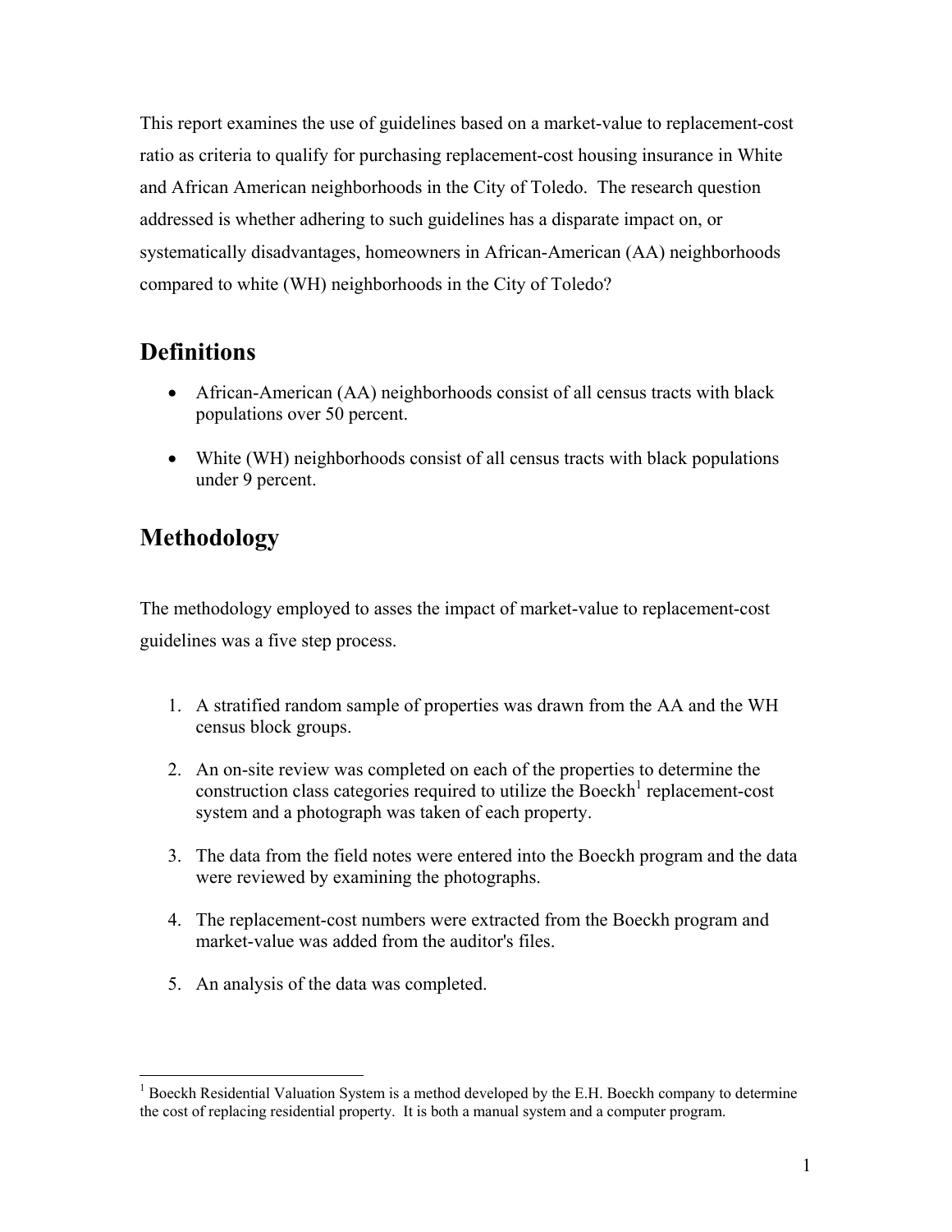This report examines the use of guidelines based on a market-value to replacement-cost ratio as criteria to qualify for purchasing replacement-cost housing insurance in White and African American neighborhoods in the City of Toledo. The research question addressed is whether adhering to such guidelines has a disparate impact on, or systematically disadvantages, homeowners in African-American (AA) neighborhoods compared to white (WH) neighborhoods in the City of Toledo?

## Definitions

- African-American (AA) neighborhoods consist of all census tracts with black populations over 50 percent.
- White (WH) neighborhoods consist of all census tracts with black populations under 9 percent.

## Methodology

The methodology employed to asses the impact of market-value to replacement-cost guidelines was a five step process.

1. A stratified random sample of properties was drawn from the AA and the WH census block groups.
2. An on-site review was completed on each of the properties to determine the construction class categories required to utilize the Boeckh[1] replacement-cost system and a photograph was taken of each property.
3. The data from the field notes were entered into the Boeckh program and the data were reviewed by examining the photographs.
4. The replacement-cost numbers were extracted from the Boeckh program and market-value was added from the auditor's files.
5. An analysis of the data was completed.

[1] Boeckh Residential Valuation System is a method developed by the E.H. Boeckh company to determine the cost of replacing residential property. It is both a manual system and a computer program.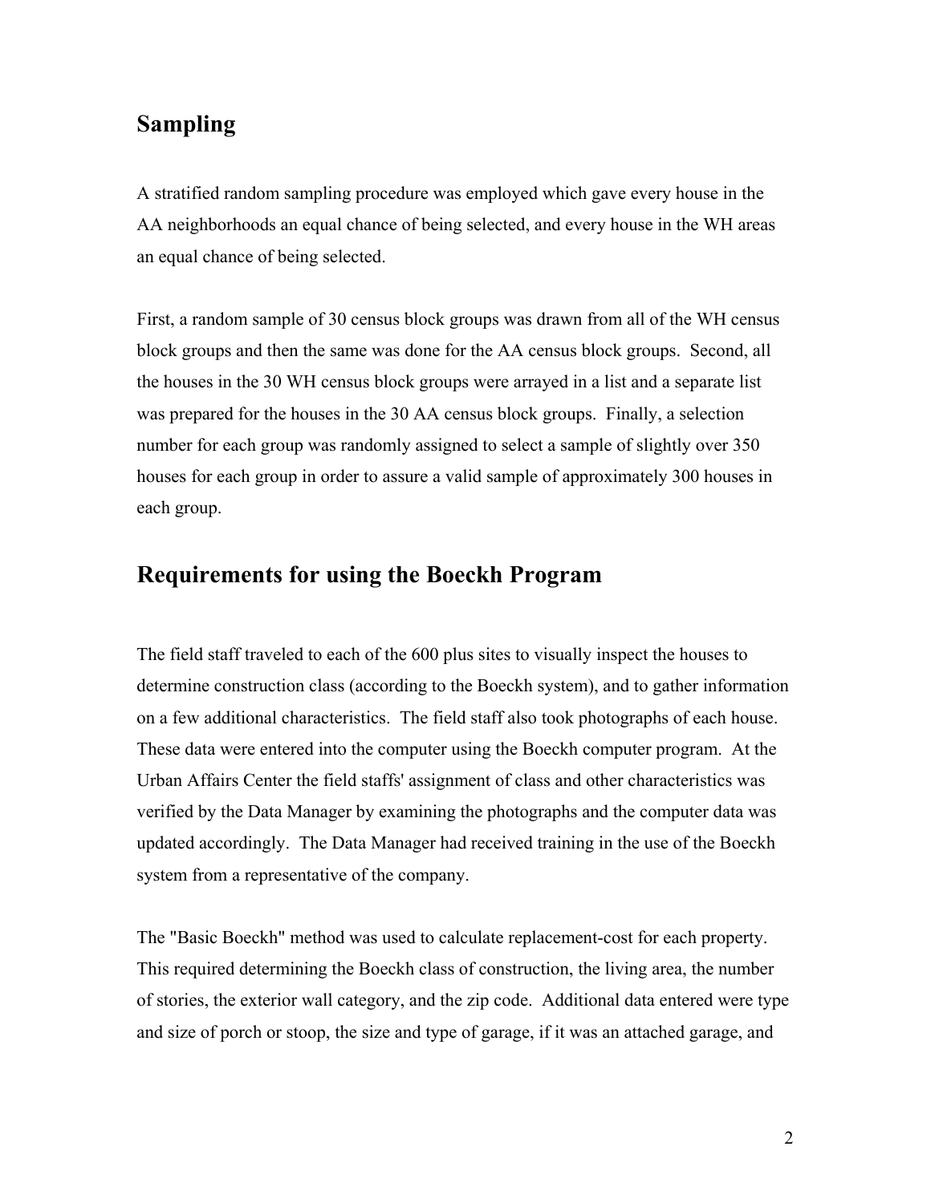## Sampling

A stratified random sampling procedure was employed which gave every house in the AA neighborhoods an equal chance of being selected, and every house in the WH areas an equal chance of being selected.

First, a random sample of 30 census block groups was drawn from all of the WH census block groups and then the same was done for the AA census block groups. Second, all the houses in the 30 WH census block groups were arrayed in a list and a separate list was prepared for the houses in the 30 AA census block groups. Finally, a selection number for each group was randomly assigned to select a sample of slightly over 350 houses for each group in order to assure a valid sample of approximately 300 houses in each group.

## Requirements for using the Boeckh Program

The field staff traveled to each of the 600 plus sites to visually inspect the houses to determine construction class (according to the Boeckh system), and to gather information on a few additional characteristics. The field staff also took photographs of each house. These data were entered into the computer using the Boeckh computer program. At the Urban Affairs Center the field staffs' assignment of class and other characteristics was verified by the Data Manager by examining the photographs and the computer data was updated accordingly. The Data Manager had received training in the use of the Boeckh system from a representative of the company.

The "Basic Boeckh" method was used to calculate replacement-cost for each property. This required determining the Boeckh class of construction, the living area, the number of stories, the exterior wall category, and the zip code. Additional data entered were type and size of porch or stoop, the size and type of garage, if it was an attached garage, and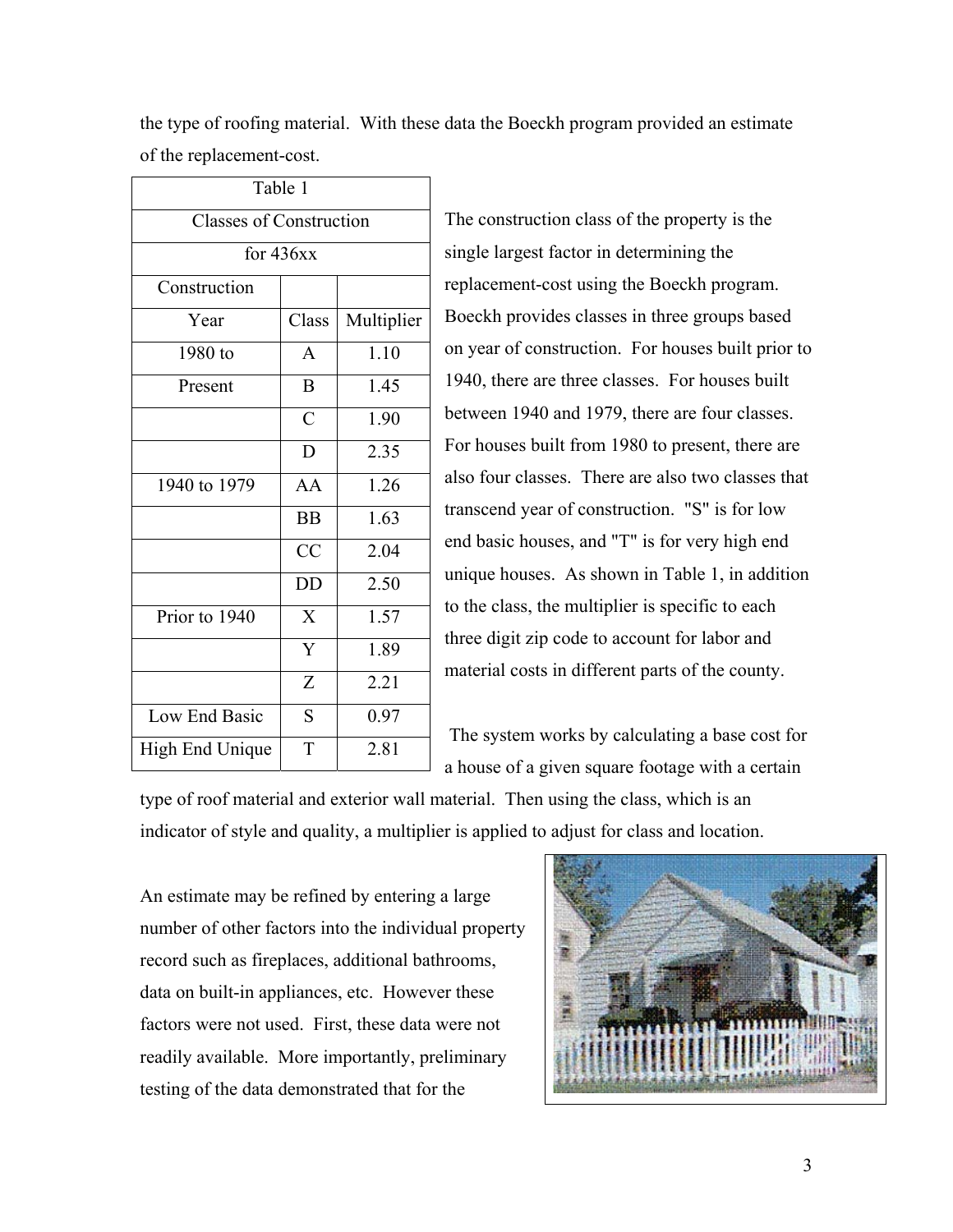the type of roofing material. With these data the Boeckh program provided an estimate of the replacement-cost.

| Table 1 | | |
|---|---|---|
| Classes of Construction | | |
| for 436xx | | |
| Construction | | |
| Year | Class | Multiplier |
| 1980 to | A | 1.10 |
| Present | B | 1.45 |
| | C | 1.90 |
| | D | 2.35 |
| 1940 to 1979 | AA | 1.26 |
| | BB | 1.63 |
| | CC | 2.04 |
| | DD | 2.50 |
| Prior to 1940 | X | 1.57 |
| | Y | 1.89 |
| | Z | 2.21 |
| Low End Basic | S | 0.97 |
| High End Unique | T | 2.81 |

The construction class of the property is the single largest factor in determining the replacement-cost using the Boeckh program. Boeckh provides classes in three groups based on year of construction. For houses built prior to 1940, there are three classes. For houses built between 1940 and 1979, there are four classes. For houses built from 1980 to present, there are also four classes. There are also two classes that transcend year of construction. "S" is for low end basic houses, and "T" is for very high end unique houses. As shown in Table 1, in addition to the class, the multiplier is specific to each three digit zip code to account for labor and material costs in different parts of the county.

The system works by calculating a base cost for a house of a given square footage with a certain type of roof material and exterior wall material. Then using the class, which is an indicator of style and quality, a multiplier is applied to adjust for class and location.

An estimate may be refined by entering a large number of other factors into the individual property record such as fireplaces, additional bathrooms, data on built-in appliances, etc. However these factors were not used. First, these data were not readily available. More importantly, preliminary testing of the data demonstrated that for the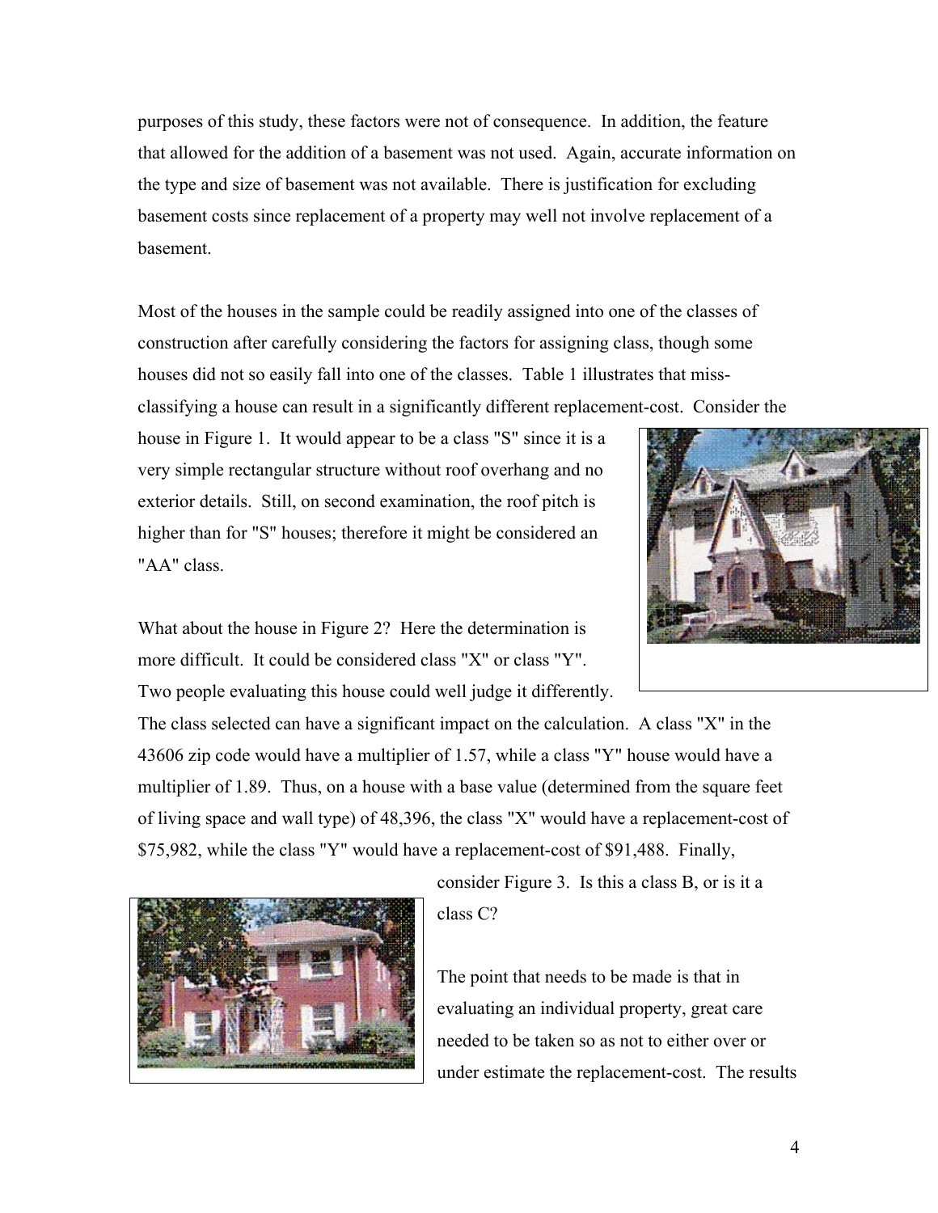purposes of this study, these factors were not of consequence. In addition, the feature that allowed for the addition of a basement was not used. Again, accurate information on the type and size of basement was not available. There is justification for excluding basement costs since replacement of a property may well not involve replacement of a basement.

Most of the houses in the sample could be readily assigned into one of the classes of construction after carefully considering the factors for assigning class, though some houses did not so easily fall into one of the classes. Table 1 illustrates that miss-classifying a house can result in a significantly different replacement-cost. Consider the house in Figure 1. It would appear to be a class "S" since it is a very simple rectangular structure without roof overhang and no exterior details. Still, on second examination, the roof pitch is higher than for "S" houses; therefore it might be considered an "AA" class.

What about the house in Figure 2? Here the determination is more difficult. It could be considered class "X" or class "Y". Two people evaluating this house could well judge it differently. The class selected can have a significant impact on the calculation. A class "X" in the 43606 zip code would have a multiplier of 1.57, while a class "Y" house would have a multiplier of 1.89. Thus, on a house with a base value (determined from the square feet of living space and wall type) of 48,396, the class "X" would have a replacement-cost of $75,982, while the class "Y" would have a replacement-cost of $91,488. Finally, consider Figure 3. Is this a class B, or is it a class C?

The point that needs to be made is that in evaluating an individual property, great care needed to be taken so as not to either over or under estimate the replacement-cost. The results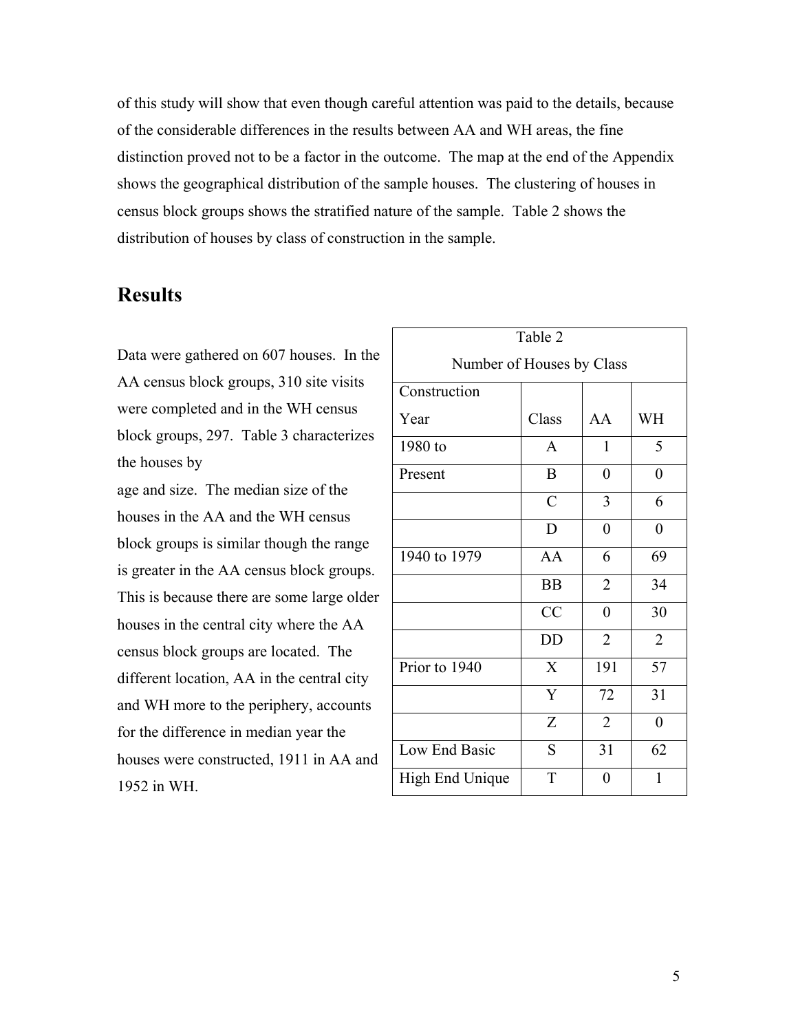of this study will show that even though careful attention was paid to the details, because of the considerable differences in the results between AA and WH areas, the fine distinction proved not to be a factor in the outcome. The map at the end of the Appendix shows the geographical distribution of the sample houses. The clustering of houses in census block groups shows the stratified nature of the sample. Table 2 shows the distribution of houses by class of construction in the sample.

## Results

Data were gathered on 607 houses. In the AA census block groups, 310 site visits were completed and in the WH census block groups, 297. Table 3 characterizes the houses by age and size. The median size of the houses in the AA and the WH census block groups is similar though the range is greater in the AA census block groups. This is because there are some large older houses in the central city where the AA census block groups are located. The different location, AA in the central city and WH more to the periphery, accounts for the difference in median year the houses were constructed, 1911 in AA and 1952 in WH.

Table 2

Number of Houses by Class

| Construction Year | Class | AA | WH |
|---|---|---|---|
| 1980 to | A | 1 | 5 |
| Present | B | 0 | 0 |
| | C | 3 | 6 |
| | D | 0 | 0 |
| 1940 to 1979 | AA | 6 | 69 |
| | BB | 2 | 34 |
| | CC | 0 | 30 |
| | DD | 2 | 2 |
| Prior to 1940 | X | 191 | 57 |
| | Y | 72 | 31 |
| | Z | 2 | 0 |
| Low End Basic | S | 31 | 62 |
| High End Unique | T | 0 | 1 |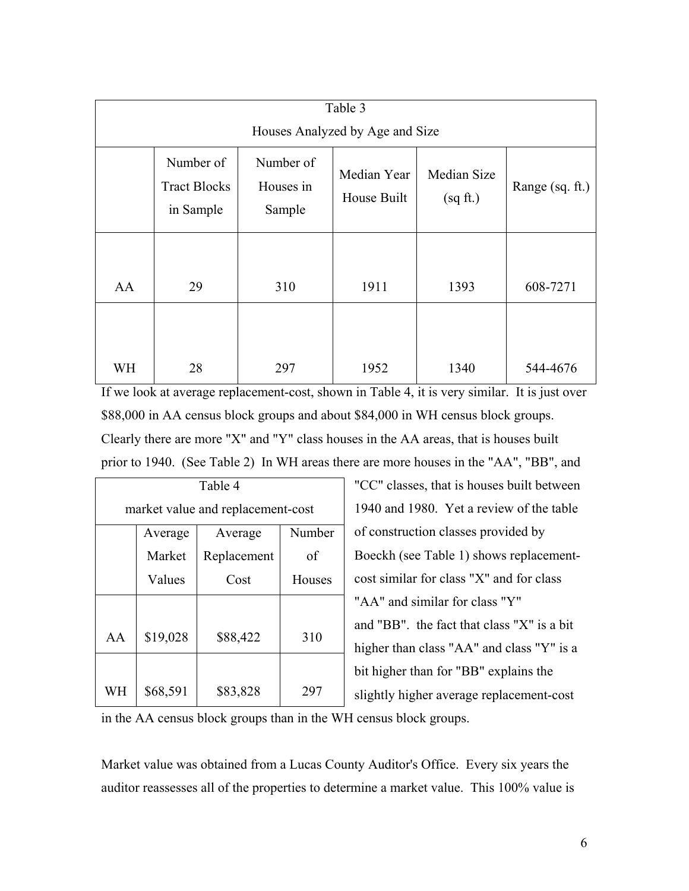| Table 3<br>Houses Analyzed by Age and Size | | | | | |
|---|---|---|---|---|---|
| | Number of Tract Blocks in Sample | Number of Houses in Sample | Median Year House Built | Median Size (sq ft.) | Range (sq. ft.) |
| AA | 29 | 310 | 1911 | 1393 | 608-7271 |
| WH | 28 | 297 | 1952 | 1340 | 544-4676 |

If we look at average replacement-cost, shown in Table 4, it is very similar. It is just over $88,000 in AA census block groups and about $84,000 in WH census block groups. Clearly there are more "X" and "Y" class houses in the AA areas, that is houses built prior to 1940. (See Table 2) In WH areas there are more houses in the "AA", "BB", and "CC" classes, that is houses built between 1940 and 1980. Yet a review of the table of construction classes provided by Boeckh (see Table 1) shows replacement-cost similar for class "X" and for class "AA" and similar for class "Y" and "BB". the fact that class "X" is a bit higher than class "AA" and class "Y" is a bit higher than for "BB" explains the slightly higher average replacement-cost in the AA census block groups than in the WH census block groups.

| Table 4<br>market value and replacement-cost | | | |
|---|---|---|---|
| | Average Market Values | Average Replacement Cost | Number of Houses |
| AA | $19,028 | $88,422 | 310 |
| WH | $68,591 | $83,828 | 297 |

Market value was obtained from a Lucas County Auditor's Office. Every six years the auditor reassesses all of the properties to determine a market value. This 100% value is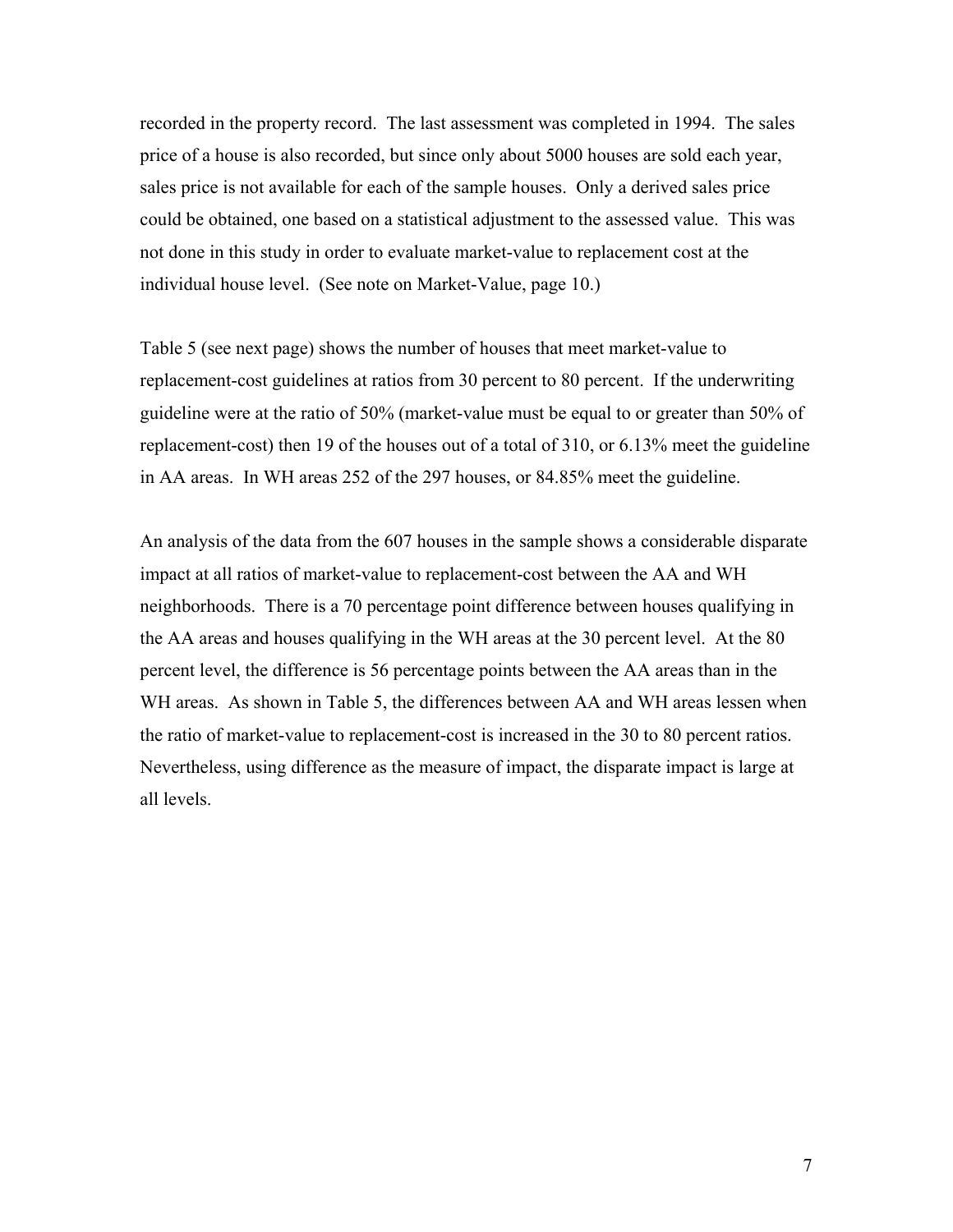recorded in the property record. The last assessment was completed in 1994. The sales price of a house is also recorded, but since only about 5000 houses are sold each year, sales price is not available for each of the sample houses. Only a derived sales price could be obtained, one based on a statistical adjustment to the assessed value. This was not done in this study in order to evaluate market-value to replacement cost at the individual house level. (See note on Market-Value, page 10.)

Table 5 (see next page) shows the number of houses that meet market-value to replacement-cost guidelines at ratios from 30 percent to 80 percent. If the underwriting guideline were at the ratio of 50% (market-value must be equal to or greater than 50% of replacement-cost) then 19 of the houses out of a total of 310, or 6.13% meet the guideline in AA areas. In WH areas 252 of the 297 houses, or 84.85% meet the guideline.

An analysis of the data from the 607 houses in the sample shows a considerable disparate impact at all ratios of market-value to replacement-cost between the AA and WH neighborhoods. There is a 70 percentage point difference between houses qualifying in the AA areas and houses qualifying in the WH areas at the 30 percent level. At the 80 percent level, the difference is 56 percentage points between the AA areas than in the WH areas. As shown in Table 5, the differences between AA and WH areas lessen when the ratio of market-value to replacement-cost is increased in the 30 to 80 percent ratios. Nevertheless, using difference as the measure of impact, the disparate impact is large at all levels.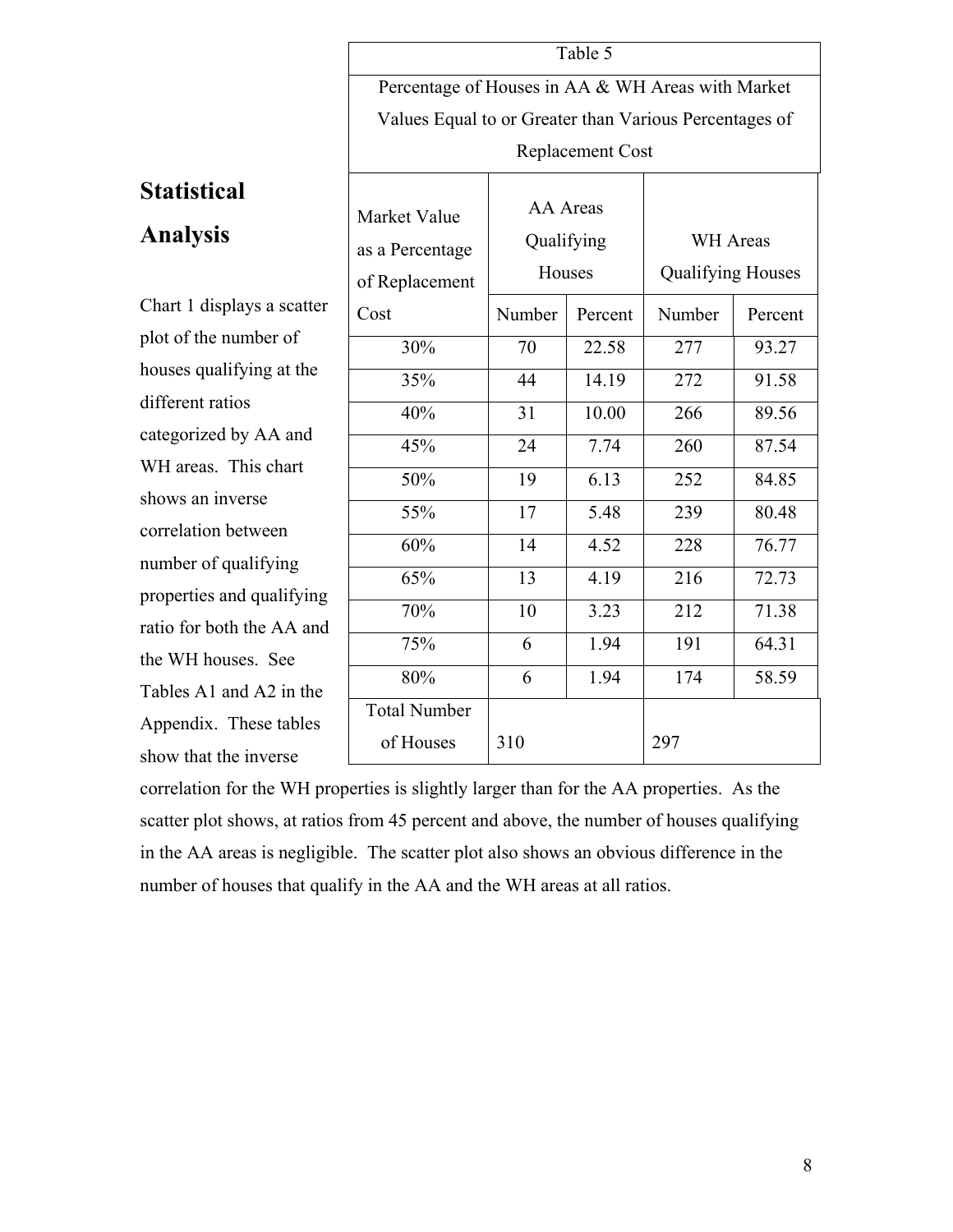| Table 5 | | | | |
|---|---|---|---|---|
| Percentage of Houses in AA & WH Areas with Market Values Equal to or Greater than Various Percentages of Replacement Cost | | | | |
| Market Value as a Percentage of Replacement Cost | AA Areas Qualifying Houses | | WH Areas Qualifying Houses | |
| | Number | Percent | Number | Percent |
| 30% | 70 | 22.58 | 277 | 93.27 |
| 35% | 44 | 14.19 | 272 | 91.58 |
| 40% | 31 | 10.00 | 266 | 89.56 |
| 45% | 24 | 7.74 | 260 | 87.54 |
| 50% | 19 | 6.13 | 252 | 84.85 |
| 55% | 17 | 5.48 | 239 | 80.48 |
| 60% | 14 | 4.52 | 228 | 76.77 |
| 65% | 13 | 4.19 | 216 | 72.73 |
| 70% | 10 | 3.23 | 212 | 71.38 |
| 75% | 6 | 1.94 | 191 | 64.31 |
| 80% | 6 | 1.94 | 174 | 58.59 |
| Total Number of Houses | 310 | | 297 | |

## Statistical Analysis

Chart 1 displays a scatter plot of the number of houses qualifying at the different ratios categorized by AA and WH areas. This chart shows an inverse correlation between number of qualifying properties and qualifying ratio for both the AA and the WH houses. See Tables A1 and A2 in the Appendix. These tables show that the inverse correlation for the WH properties is slightly larger than for the AA properties. As the scatter plot shows, at ratios from 45 percent and above, the number of houses qualifying in the AA areas is negligible. The scatter plot also shows an obvious difference in the number of houses that qualify in the AA and the WH areas at all ratios.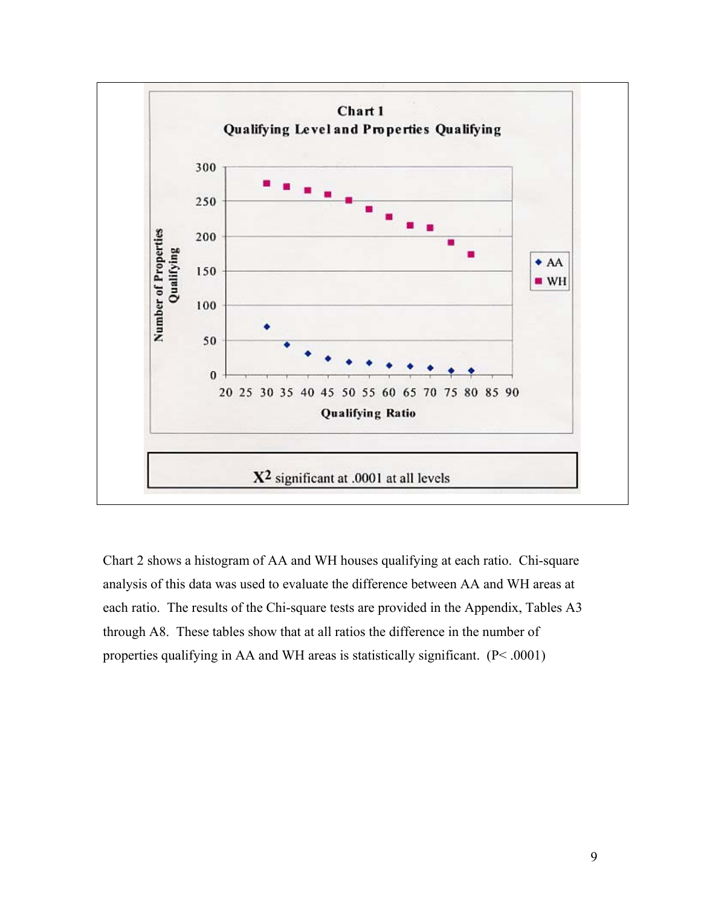**Chart 1**

**Qualifying Level and Properties Qualifying**

$X^2$ significant at .0001 at all levels

Chart 2 shows a histogram of AA and WH houses qualifying at each ratio. Chi-square analysis of this data was used to evaluate the difference between AA and WH areas at each ratio. The results of the Chi-square tests are provided in the Appendix, Tables A3 through A8. These tables show that at all ratios the difference in the number of properties qualifying in AA and WH areas is statistically significant. ($P < .0001$)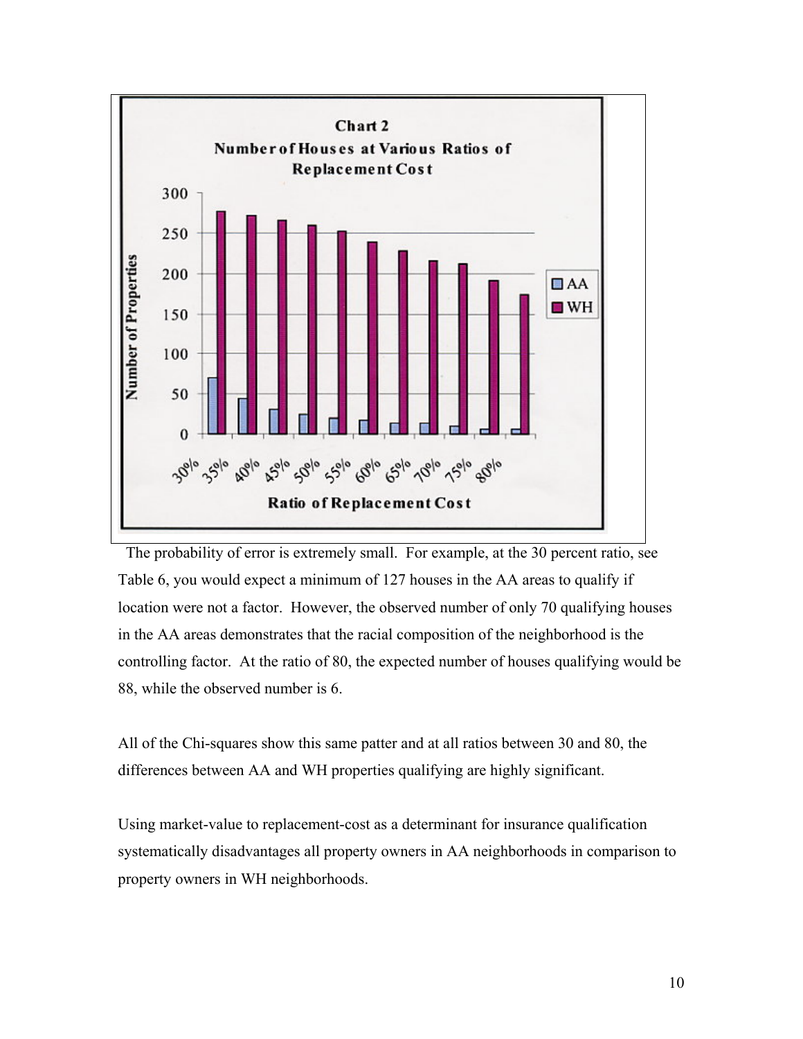The probability of error is extremely small. For example, at the 30 percent ratio, see Table 6, you would expect a minimum of 127 houses in the AA areas to qualify if location were not a factor. However, the observed number of only 70 qualifying houses in the AA areas demonstrates that the racial composition of the neighborhood is the controlling factor. At the ratio of 80, the expected number of houses qualifying would be 88, while the observed number is 6.

All of the Chi-squares show this same patter and at all ratios between 30 and 80, the differences between AA and WH properties qualifying are highly significant.

Using market-value to replacement-cost as a determinant for insurance qualification systematically disadvantages all property owners in AA neighborhoods in comparison to property owners in WH neighborhoods.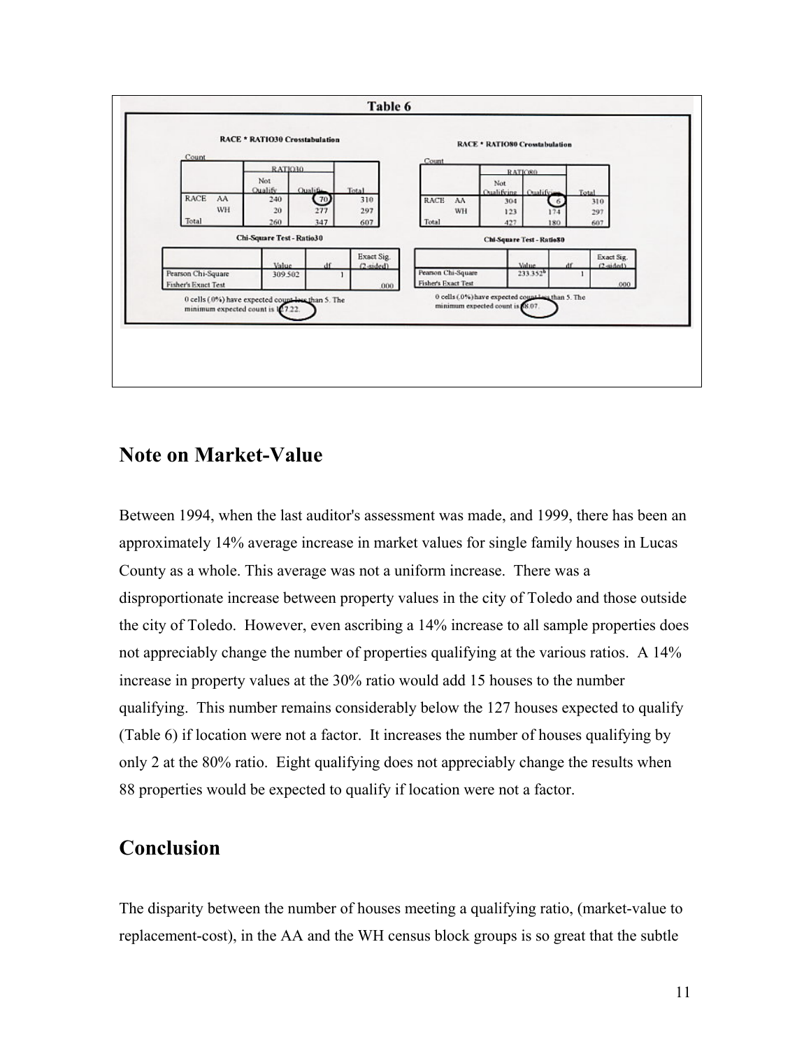**Table 6**

**RACE * RATIO30 Crosstabulation**

Count

| | | RATIO30 | | |
|---|---|---|---|---|
| | | Not Qualify | Qualify | Total |
| RACE | AA | 240 | 70 | 310 |
| | WH | 20 | 277 | 297 |
| Total | | 260 | 347 | 607 |

**Chi-Square Test - Ratio30**

| | Value | df | Exact Sig. (2-sided) |
|---|---|---|---|
| Pearson Chi-Square | 309.502 | 1 | |
| Fisher's Exact Test | | | .000 |

0 cells (.0%) have expected count less than 5. The minimum expected count is 127.22.

**RACE * RATIO80 Crosstabulation**

Count

| | | RATIO80 | | |
|---|---|---|---|---|
| | | Not Qualifying | Qualifying | Total |
| RACE | AA | 304 | 6 | 310 |
| | WH | 123 | 174 | 297 |
| Total | | 427 | 180 | 607 |

**Chi-Square Test - Ratio80**

| | Value | df | Exact Sig. (2-sided) |
|---|---|---|---|
| Pearson Chi-Square | 233.352[b] | 1 | |
| Fisher's Exact Test | | | .000 |

0 cells (.0%) have expected count less than 5. The minimum expected count is 88.07.

## Note on Market-Value

Between 1994, when the last auditor's assessment was made, and 1999, there has been an approximately 14% average increase in market values for single family houses in Lucas County as a whole. This average was not a uniform increase. There was a disproportionate increase between property values in the city of Toledo and those outside the city of Toledo. However, even ascribing a 14% increase to all sample properties does not appreciably change the number of properties qualifying at the various ratios. A 14% increase in property values at the 30% ratio would add 15 houses to the number qualifying. This number remains considerably below the 127 houses expected to qualify (Table 6) if location were not a factor. It increases the number of houses qualifying by only 2 at the 80% ratio. Eight qualifying does not appreciably change the results when 88 properties would be expected to qualify if location were not a factor.

## Conclusion

The disparity between the number of houses meeting a qualifying ratio, (market-value to replacement-cost), in the AA and the WH census block groups is so great that the subtle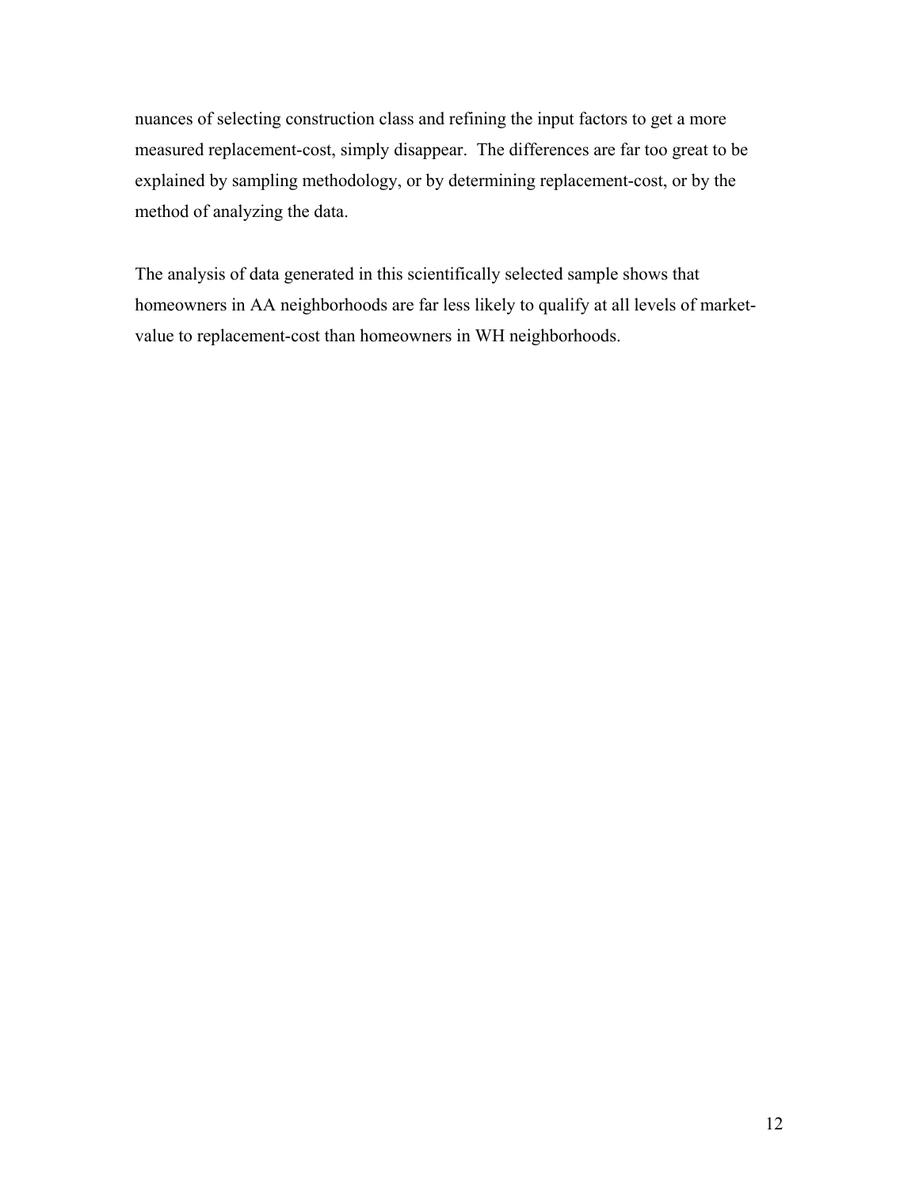nuances of selecting construction class and refining the input factors to get a more measured replacement-cost, simply disappear. The differences are far too great to be explained by sampling methodology, or by determining replacement-cost, or by the method of analyzing the data.

The analysis of data generated in this scientifically selected sample shows that homeowners in AA neighborhoods are far less likely to qualify at all levels of market-value to replacement-cost than homeowners in WH neighborhoods.